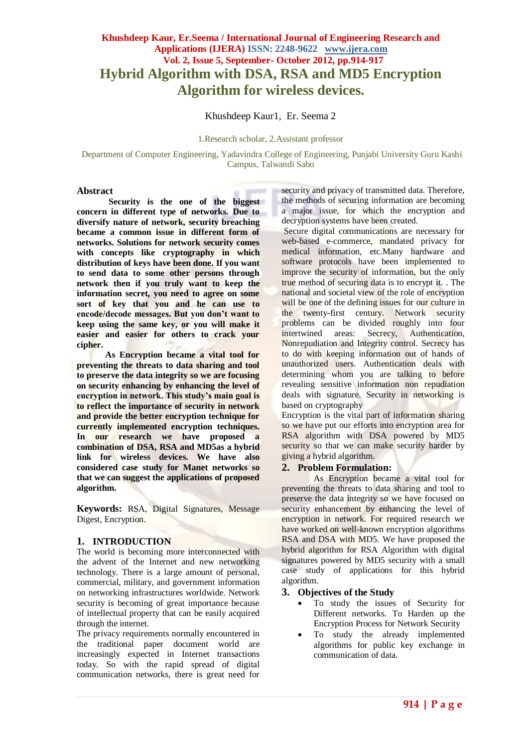# Hybrid Algorithm with DSA, RSA and MD5 Encryption Algorithm for wireless devices.

Khushdeep Kaur1, Er. Seema 2

1.Research scholar, 2.Assistant professor

Department of Computer Engineering, Yadavindra College of Engineering, Punjabi University Guru Kashi Campus, Talwandi Sabo

## Abstract

**Security is the one of the biggest concern in different type of networks. Due to diversify nature of network, security breaching became a common issue in different form of networks. Solutions for network security comes with concepts like cryptography in which distribution of keys have been done. If you want to send data to some other persons through network then if you truly want to keep the information secret, you need to agree on some sort of key that you and he can use to encode/decode messages. But you don't want to keep using the same key, or you will make it easier and easier for others to crack your cipher.**

**As Encryption became a vital tool for preventing the threats to data sharing and tool to preserve the data integrity so we are focusing on security enhancing by enhancing the level of encryption in network. This study's main goal is to reflect the importance of security in network and provide the better encryption technique for currently implemented encryption techniques. In our research we have proposed a combination of DSA, RSA and MD5as a hybrid link for wireless devices. We have also considered case study for Manet networks so that we can suggest the applications of proposed algorithm.**

**Keywords:** RSA, Digital Signatures, Message Digest, Encryption.

## 1. INTRODUCTION

The world is becoming more interconnected with the advent of the Internet and new networking technology. There is a large amount of personal, commercial, military, and government information on networking infrastructures worldwide. Network security is becoming of great importance because of intellectual property that can be easily acquired through the internet.

The privacy requirements normally encountered in the traditional paper document world are increasingly expected in Internet transactions today. So with the rapid spread of digital communication networks, there is great need for security and privacy of transmitted data. Therefore, the methods of securing information are becoming a major issue, for which the encryption and decryption systems have been created.

Secure digital communications are necessary for web-based e-commerce, mandated privacy for medical information, etc.Many hardware and software protocols have been implemented to improve the security of information, but the only true method of securing data is to encrypt it. . The national and societal view of the role of encryption will be one of the defining issues for our culture in the twenty-first century. Network security problems can be divided roughly into four intertwined areas: Secrecy, Authentication, Nonrepudiation and Integrity control. Secrecy has to do with keeping information out of hands of unauthorized users. Authentication deals with determining whom you are talking to before revealing sensitive information non repudiation deals with signature. Security in networking is based on cryptography

Encryption is the vital part of information sharing so we have put our efforts into encryption area for RSA algorithm with DSA powered by MD5 security so that we can make security harder by giving a hybrid algorithm.

## 2. Problem Formulation:

As Encryption became a vital tool for preventing the threats to data sharing and tool to preserve the data integrity so we have focused on security enhancement by enhancing the level of encryption in network. For required research we have worked on well-known encryption algorithms RSA and DSA with MD5. We have proposed the hybrid algorithm for RSA Algorithm with digital signatures powered by MD5 security with a small case study of applications for this hybrid algorithm.

## 3. Objectives of the Study

- To study the issues of Security for Different networks. To Harden up the Encryption Process for Network Security
- To study the already implemented algorithms for public key exchange in communication of data.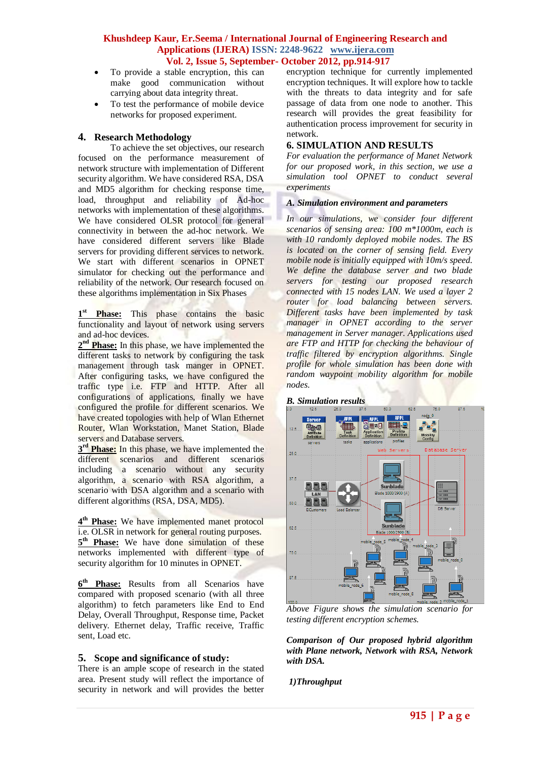- To provide a stable encryption, this can make good communication without carrying about data integrity threat.
- To test the performance of mobile device networks for proposed experiment.

## 4. Research Methodology

To achieve the set objectives, our research focused on the performance measurement of network structure with implementation of Different security algorithm. We have considered RSA, DSA and MD5 algorithm for checking response time, load, throughput and reliability of Ad-hoc networks with implementation of these algorithms. We have considered OLSR protocol for general connectivity in between the ad-hoc network. We have considered different servers like Blade servers for providing different services to network. We start with different scenarios in OPNET simulator for checking out the performance and reliability of the network. Our research focused on these algorithms implementation in Six Phases

**1st Phase:** This phase contains the basic functionality and layout of network using servers and ad-hoc devices.

**2nd Phase:** In this phase, we have implemented the different tasks to network by configuring the task management through task manger in OPNET. After configuring tasks, we have configured the traffic type i.e. FTP and HTTP. After all configurations of applications, finally we have configured the profile for different scenarios. We have created topologies with help of Wlan Ethernet Router, Wlan Workstation, Manet Station, Blade servers and Database servers.

**3rd Phase:** In this phase, we have implemented the different scenarios and different scenarios including a scenario without any security algorithm, a scenario with RSA algorithm, a scenario with DSA algorithm and a scenario with different algorithms (RSA, DSA, MD5).

**4th Phase:** We have implemented manet protocol i.e. OLSR in network for general routing purposes.

**5th Phase:** We have done simulation of these networks implemented with different type of security algorithm for 10 minutes in OPNET.

**6th Phase:** Results from all Scenarios have compared with proposed scenario (with all three algorithm) to fetch parameters like End to End Delay, Overall Throughput, Response time, Packet delivery. Ethernet delay, Traffic receive, Traffic sent, Load etc.

## 5. Scope and significance of study:

There is an ample scope of research in the stated area. Present study will reflect the importance of security in network and will provides the better encryption technique for currently implemented encryption techniques. It will explore how to tackle with the threats to data integrity and for safe passage of data from one node to another. This research will provides the great feasibility for authentication process improvement for security in network.

## 6. SIMULATION AND RESULTS

*For evaluation the performance of Manet Network for our proposed work, in this section, we use a simulation tool OPNET to conduct several experiments*

### *A. Simulation environment and parameters*

*In our simulations, we consider four different scenarios of sensing area: 100 m\*1000m, each is with 10 randomly deployed mobile nodes. The BS is located on the corner of sensing field. Every mobile node is initially equipped with 10m/s speed. We define the database server and two blade servers for testing our proposed research connected with 15 nodes LAN. We used a layer 2 router for load balancing between servers. Different tasks have been implemented by task manager in OPNET according to the server management in Server manager. Applications used are FTP and HTTP for checking the behaviour of traffic filtered by encryption algorithms. Single profile for whole simulation has been done with random waypoint mobility algorithm for mobile nodes.*

### *B. Simulation results*

*Above Figure shows the simulation scenario for testing different encryption schemes.*

***Comparison of Our proposed hybrid algorithm with Plane network, Network with RSA, Network with DSA.***

***1)Throughput***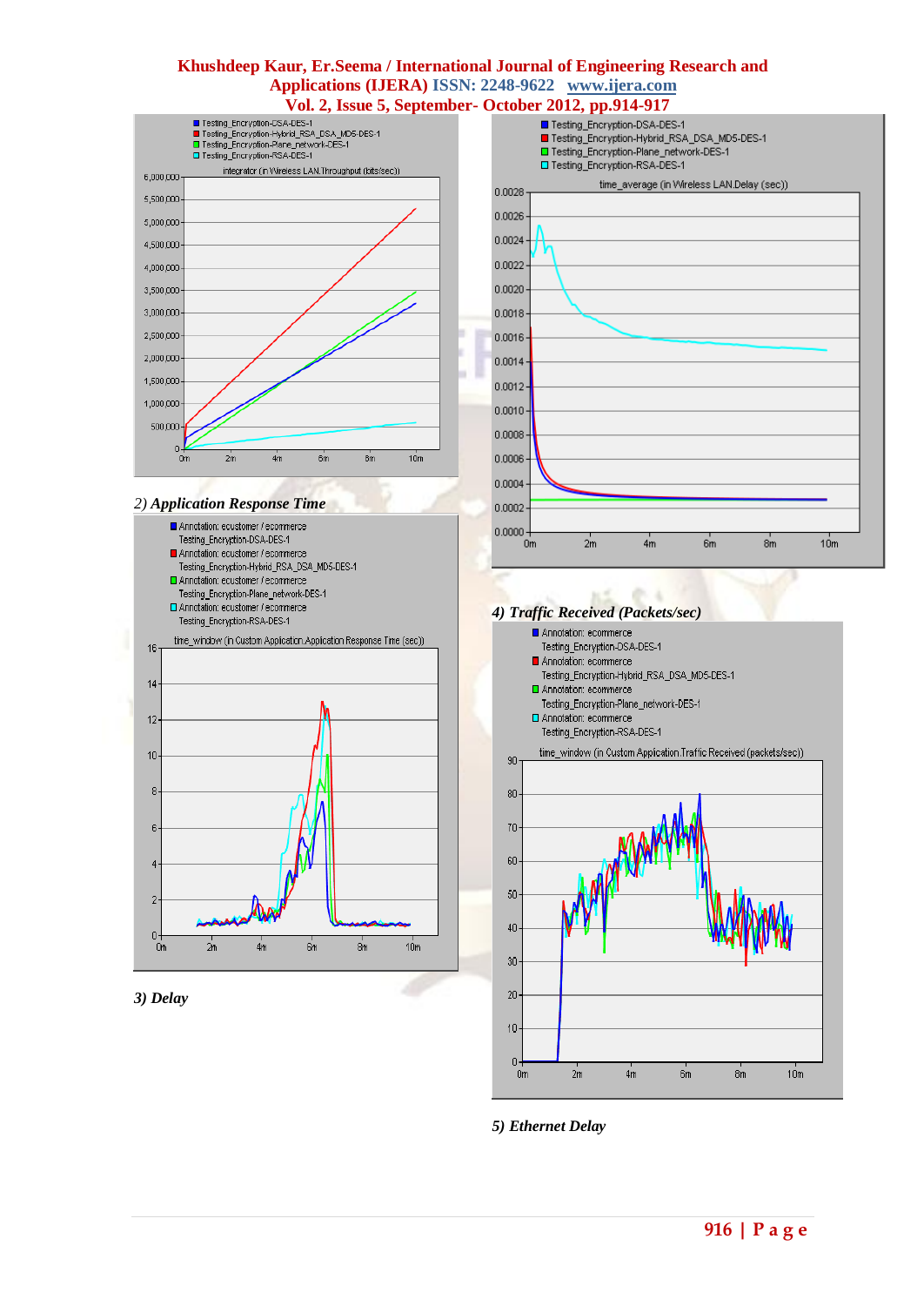integrator (in Wireless LAN.Throughput (bits/sec))

Testing_Encryption-DSA-DES-1
Testing_Encryption-Hybrid_RSA_DSA_MD5-DES-1
Testing_Encryption-Plane_network-DES-1
Testing_Encryption-RSA-DES-1

*2) Application Response Time*

time_window (in Custom Application.Application Response Time (sec))

Annotation: ecustomer / ecommerce Testing_Encryption-DSA-DES-1
Annotation: ecustomer / ecommerce Testing_Encryption-Hybrid_RSA_DSA_MD5-DES-1
Annotation: ecustomer / ecommerce Testing_Encryption-Plane_network-DES-1
Annotation: ecustomer / ecommerce Testing_Encryption-RSA-DES-1

*3) Delay*

time_average (in Wireless LAN.Delay (sec))

Testing_Encryption-DSA-DES-1
Testing_Encryption-Hybrid_RSA_DSA_MD5-DES-1
Testing_Encryption-Plane_network-DES-1
Testing_Encryption-RSA-DES-1

*4) Traffic Received (Packets/sec)*

time_window (in Custom Application.Traffic Received (packets/sec))

Annotation: ecommerce Testing_Encryption-DSA-DES-1
Annotation: ecommerce Testing_Encryption-Hybrid_RSA_DSA_MD5-DES-1
Annotation: ecommerce Testing_Encryption-Plane_network-DES-1
Annotation: ecommerce Testing_Encryption-RSA-DES-1

*5) Ethernet Delay*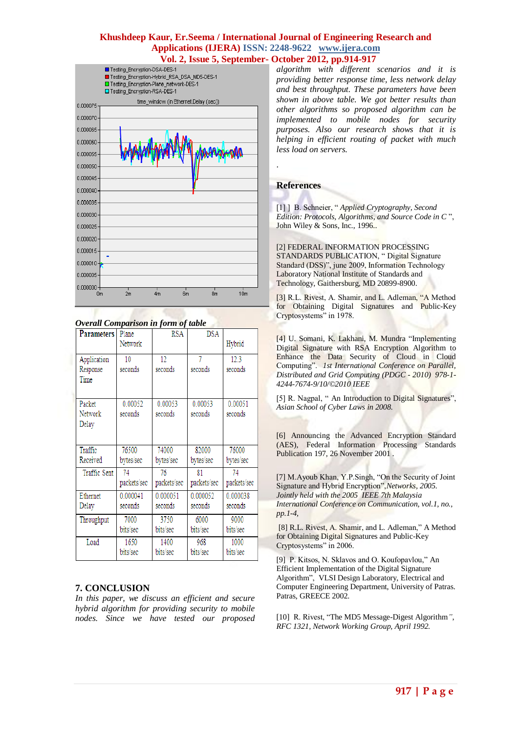Testing_Encryption-DSA-DES-1
Testing_Encryption-Hybrid_RSA_DSA_MD5-DES-1
Testing_Encryption-Plane_network-DES-1
Testing_Encryption-RSA-DES-1

time_window (in Ethernet.Delay (sec))

0.000075
0.000070
0.000065
0.000060
0.000055
0.000050
0.000045
0.000040
0.000035
0.000030
0.000025
0.000020
0.000015
0.000010
0.000005
0.000000

0m 2m 4m 6m 8m 10m

***Overall Comparison in form of table***

| Parameters | Plane Network | RSA | DSA | Hybrid |
|---|---|---|---|---|
| Application Response Time | 10 seconds | 12 seconds | 7 seconds | 12.3 seconds |
| Packet Network Delay | 0.00052 seconds | 0.00053 seconds | 0.00053 seconds | 0.00051 seconds |
| Traffic Received | 76300 bytes/sec | 74000 bytes/sec | 82000 bytes/sec | 76000 bytes/sec |
| Traffic Sent | 74 packets/sec | 76 packets/sec | 81 packets/sec | 74 packets/sec |
| Ethernet Delay | 0.000041 seconds | 0.000051 seconds | 0.000052 seconds | 0.000038 seconds |
| Throughput | 7000 bits/sec | 3750 bits/sec | 6000 bits/sec | 9000 bits/sec |
| Load | 1650 bits/sec | 1400 bits/sec | 968 bits/sec | 1000 bits/sec |

## 7. CONCLUSION

*In this paper, we discuss an efficient and secure hybrid algorithm for providing security to mobile nodes. Since we have tested our proposed algorithm with different scenarios and it is providing better response time, less network delay and best throughput. These parameters have been shown in above table. We got better results than other algorithms so proposed algorithm can be implemented to mobile nodes for security purposes. Also our research shows that it is helping in efficient routing of packet with much less load on servers.*

.

## References

[1] ] B. Schneier, " *Applied Cryptography, Second Edition: Protocols, Algorithms, and Source Code in C* ", John Wiley & Sons, Inc., 1996..

[2] FEDERAL INFORMATION PROCESSING STANDARDS PUBLICATION, " Digital Signature Standard (DSS)", june 2009, Information Technology Laboratory National Institute of Standards and Technology, Gaithersburg, MD 20899-8900.

[3] R.L. Rivest, A. Shamir, and L. Adleman, "A Method for Obtaining Digital Signatures and Public-Key Cryptosystems" in 1978.

[4] U. Somani, K. Lakhani, M. Mundra "Implementing Digital Signature with RSA Encryption Algorithm to Enhance the Data Security of Cloud in Cloud Computing". *1st International Conference on Parallel, Distributed and Grid Computing (PDGC - 2010) 978-1-4244-7674-9/10/©2010 IEEE*

[5] R. Nagpal, " An Introduction to Digital Signatures", *Asian School of Cyber Laws in 2008.*

[6] Announcing the Advanced Encryption Standard (AES), Federal Information Processing Standards Publication 197, 26 November 2001 .

[7] M.Ayoub Khan, Y.P.Singh, "On the Security of Joint Signature and Hybrid Encryption",*Networks, 2005. Jointly held with the 2005 IEEE 7th Malaysia International Conference on Communication, vol.1, no., pp.1-4,*

[8] R.L. Rivest, A. Shamir, and L. Adleman," A Method for Obtaining Digital Signatures and Public-Key Cryptosystems" in 2006.

[9] P. Kitsos, N. Sklavos and O. Koufopavlou," An Efficient Implementation of the Digital Signature Algorithm", VLSI Design Laboratory, Electrical and Computer Engineering Department, University of Patras. Patras, GREECE 2002.

[10] R. Rivest, "The MD5 Message-Digest Algorithm*", RFC 1321, Network Working Group, April 1992.*